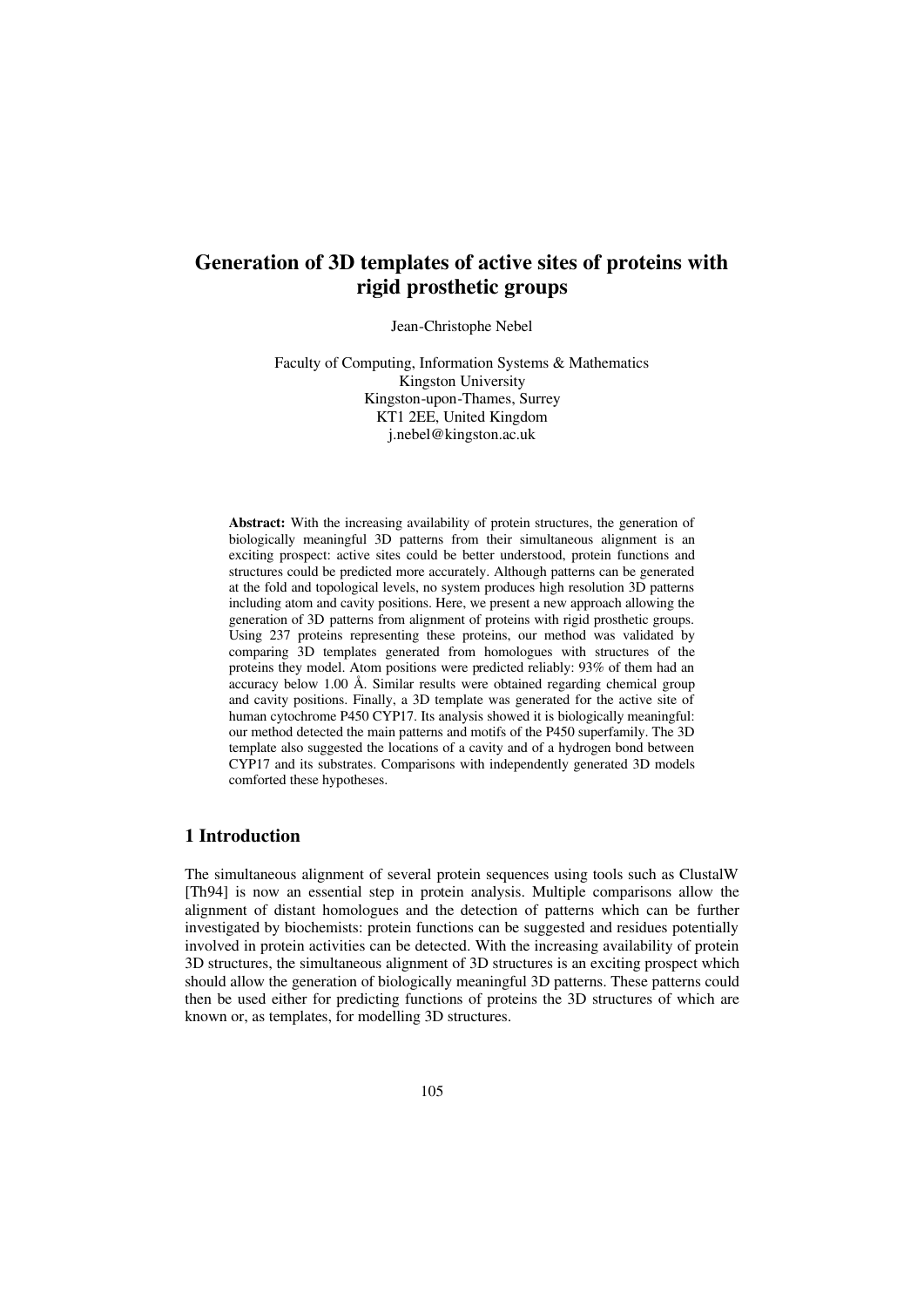# Generation of 3D templates of active sites of proteins with rigid prosthetic groups

Jean-Christophe Nebel

Faculty of Computing, Information Systems & Mathematics
Kingston University
Kingston-upon-Thames, Surrey
KT1 2EE, United Kingdom
j.nebel@kingston.ac.uk

**Abstract:** With the increasing availability of protein structures, the generation of biologically meaningful 3D patterns from their simultaneous alignment is an exciting prospect: active sites could be better understood, protein functions and structures could be predicted more accurately. Although patterns can be generated at the fold and topological levels, no system produces high resolution 3D patterns including atom and cavity positions. Here, we present a new approach allowing the generation of 3D patterns from alignment of proteins with rigid prosthetic groups. Using 237 proteins representing these proteins, our method was validated by comparing 3D templates generated from homologues with structures of the proteins they model. Atom positions were predicted reliably: 93% of them had an accuracy below 1.00 Å. Similar results were obtained regarding chemical group and cavity positions. Finally, a 3D template was generated for the active site of human cytochrome P450 CYP17. Its analysis showed it is biologically meaningful: our method detected the main patterns and motifs of the P450 superfamily. The 3D template also suggested the locations of a cavity and of a hydrogen bond between CYP17 and its substrates. Comparisons with independently generated 3D models comforted these hypotheses.

## 1 Introduction

The simultaneous alignment of several protein sequences using tools such as ClustalW [Th94] is now an essential step in protein analysis. Multiple comparisons allow the alignment of distant homologues and the detection of patterns which can be further investigated by biochemists: protein functions can be suggested and residues potentially involved in protein activities can be detected. With the increasing availability of protein 3D structures, the simultaneous alignment of 3D structures is an exciting prospect which should allow the generation of biologically meaningful 3D patterns. These patterns could then be used either for predicting functions of proteins the 3D structures of which are known or, as templates, for modelling 3D structures.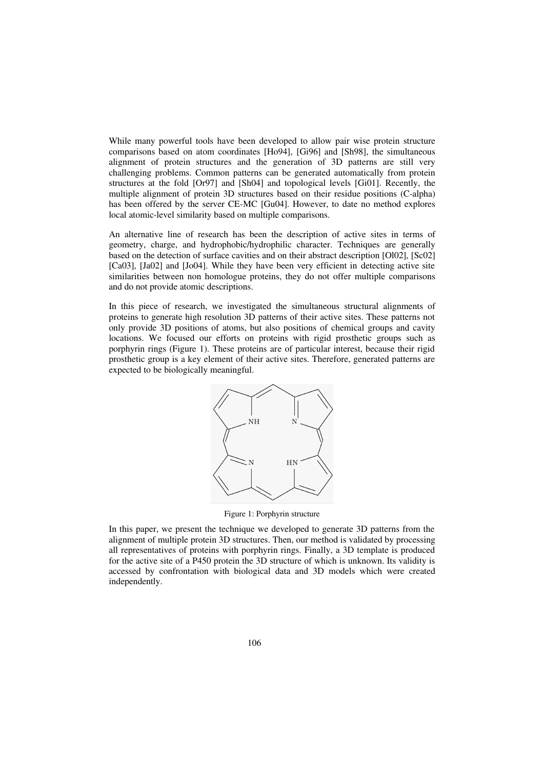While many powerful tools have been developed to allow pair wise protein structure comparisons based on atom coordinates [Ho94], [Gi96] and [Sh98], the simultaneous alignment of protein structures and the generation of 3D patterns are still very challenging problems. Common patterns can be generated automatically from protein structures at the fold [Or97] and [Sh04] and topological levels [Gi01]. Recently, the multiple alignment of protein 3D structures based on their residue positions (C-alpha) has been offered by the server CE-MC [Gu04]. However, to date no method explores local atomic-level similarity based on multiple comparisons.

An alternative line of research has been the description of active sites in terms of geometry, charge, and hydrophobic/hydrophilic character. Techniques are generally based on the detection of surface cavities and on their abstract description [Ol02], [Sc02] [Ca03], [Ja02] and [Jo04]. While they have been very efficient in detecting active site similarities between non homologue proteins, they do not offer multiple comparisons and do not provide atomic descriptions.

In this piece of research, we investigated the simultaneous structural alignments of proteins to generate high resolution 3D patterns of their active sites. These patterns not only provide 3D positions of atoms, but also positions of chemical groups and cavity locations. We focused our efforts on proteins with rigid prosthetic groups such as porphyrin rings (Figure 1). These proteins are of particular interest, because their rigid prosthetic group is a key element of their active sites. Therefore, generated patterns are expected to be biologically meaningful.

Figure 1: Porphyrin structure

In this paper, we present the technique we developed to generate 3D patterns from the alignment of multiple protein 3D structures. Then, our method is validated by processing all representatives of proteins with porphyrin rings. Finally, a 3D template is produced for the active site of a P450 protein the 3D structure of which is unknown. Its validity is accessed by confrontation with biological data and 3D models which were created independently.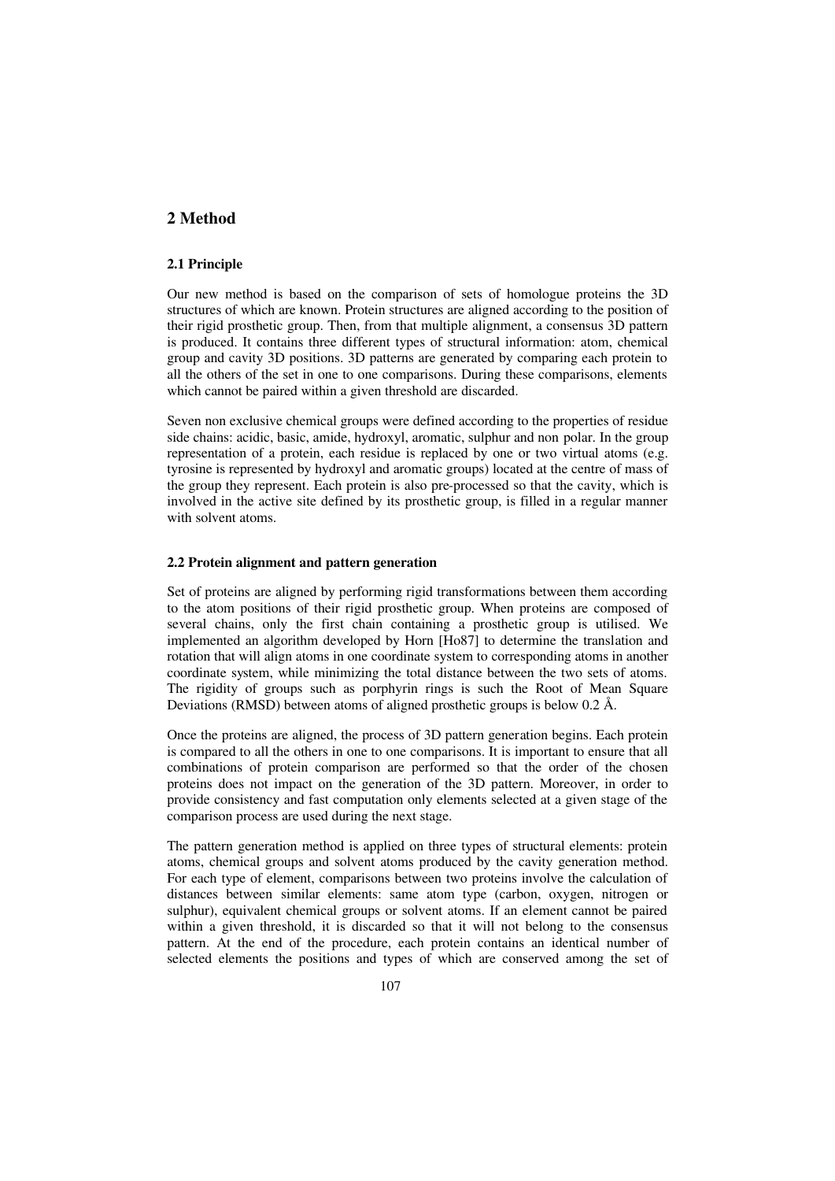## 2 Method

### 2.1 Principle

Our new method is based on the comparison of sets of homologue proteins the 3D structures of which are known. Protein structures are aligned according to the position of their rigid prosthetic group. Then, from that multiple alignment, a consensus 3D pattern is produced. It contains three different types of structural information: atom, chemical group and cavity 3D positions. 3D patterns are generated by comparing each protein to all the others of the set in one to one comparisons. During these comparisons, elements which cannot be paired within a given threshold are discarded.

Seven non exclusive chemical groups were defined according to the properties of residue side chains: acidic, basic, amide, hydroxyl, aromatic, sulphur and non polar. In the group representation of a protein, each residue is replaced by one or two virtual atoms (e.g. tyrosine is represented by hydroxyl and aromatic groups) located at the centre of mass of the group they represent. Each protein is also pre-processed so that the cavity, which is involved in the active site defined by its prosthetic group, is filled in a regular manner with solvent atoms.

### 2.2 Protein alignment and pattern generation

Set of proteins are aligned by performing rigid transformations between them according to the atom positions of their rigid prosthetic group. When proteins are composed of several chains, only the first chain containing a prosthetic group is utilised. We implemented an algorithm developed by Horn [Ho87] to determine the translation and rotation that will align atoms in one coordinate system to corresponding atoms in another coordinate system, while minimizing the total distance between the two sets of atoms. The rigidity of groups such as porphyrin rings is such the Root of Mean Square Deviations (RMSD) between atoms of aligned prosthetic groups is below 0.2 Å.

Once the proteins are aligned, the process of 3D pattern generation begins. Each protein is compared to all the others in one to one comparisons. It is important to ensure that all combinations of protein comparison are performed so that the order of the chosen proteins does not impact on the generation of the 3D pattern. Moreover, in order to provide consistency and fast computation only elements selected at a given stage of the comparison process are used during the next stage.

The pattern generation method is applied on three types of structural elements: protein atoms, chemical groups and solvent atoms produced by the cavity generation method. For each type of element, comparisons between two proteins involve the calculation of distances between similar elements: same atom type (carbon, oxygen, nitrogen or sulphur), equivalent chemical groups or solvent atoms. If an element cannot be paired within a given threshold, it is discarded so that it will not belong to the consensus pattern. At the end of the procedure, each protein contains an identical number of selected elements the positions and types of which are conserved among the set of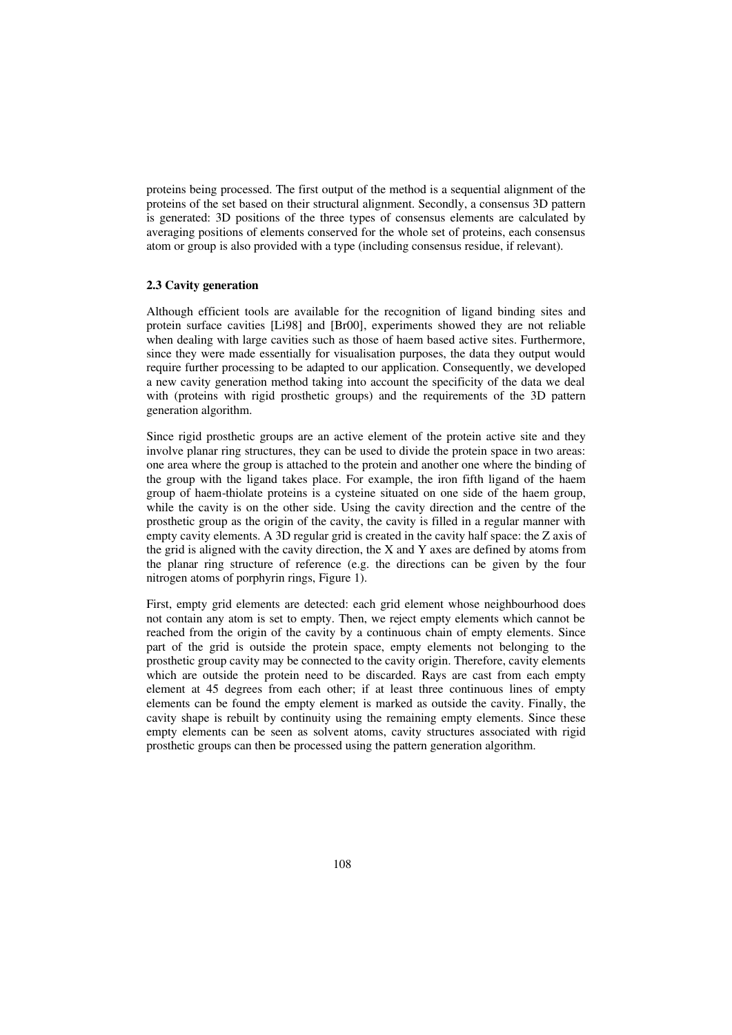proteins being processed. The first output of the method is a sequential alignment of the proteins of the set based on their structural alignment. Secondly, a consensus 3D pattern is generated: 3D positions of the three types of consensus elements are calculated by averaging positions of elements conserved for the whole set of proteins, each consensus atom or group is also provided with a type (including consensus residue, if relevant).

### 2.3 Cavity generation

Although efficient tools are available for the recognition of ligand binding sites and protein surface cavities [Li98] and [Br00], experiments showed they are not reliable when dealing with large cavities such as those of haem based active sites. Furthermore, since they were made essentially for visualisation purposes, the data they output would require further processing to be adapted to our application. Consequently, we developed a new cavity generation method taking into account the specificity of the data we deal with (proteins with rigid prosthetic groups) and the requirements of the 3D pattern generation algorithm.

Since rigid prosthetic groups are an active element of the protein active site and they involve planar ring structures, they can be used to divide the protein space in two areas: one area where the group is attached to the protein and another one where the binding of the group with the ligand takes place. For example, the iron fifth ligand of the haem group of haem-thiolate proteins is a cysteine situated on one side of the haem group, while the cavity is on the other side. Using the cavity direction and the centre of the prosthetic group as the origin of the cavity, the cavity is filled in a regular manner with empty cavity elements. A 3D regular grid is created in the cavity half space: the Z axis of the grid is aligned with the cavity direction, the X and Y axes are defined by atoms from the planar ring structure of reference (e.g. the directions can be given by the four nitrogen atoms of porphyrin rings, Figure 1).

First, empty grid elements are detected: each grid element whose neighbourhood does not contain any atom is set to empty. Then, we reject empty elements which cannot be reached from the origin of the cavity by a continuous chain of empty elements. Since part of the grid is outside the protein space, empty elements not belonging to the prosthetic group cavity may be connected to the cavity origin. Therefore, cavity elements which are outside the protein need to be discarded. Rays are cast from each empty element at 45 degrees from each other; if at least three continuous lines of empty elements can be found the empty element is marked as outside the cavity. Finally, the cavity shape is rebuilt by continuity using the remaining empty elements. Since these empty elements can be seen as solvent atoms, cavity structures associated with rigid prosthetic groups can then be processed using the pattern generation algorithm.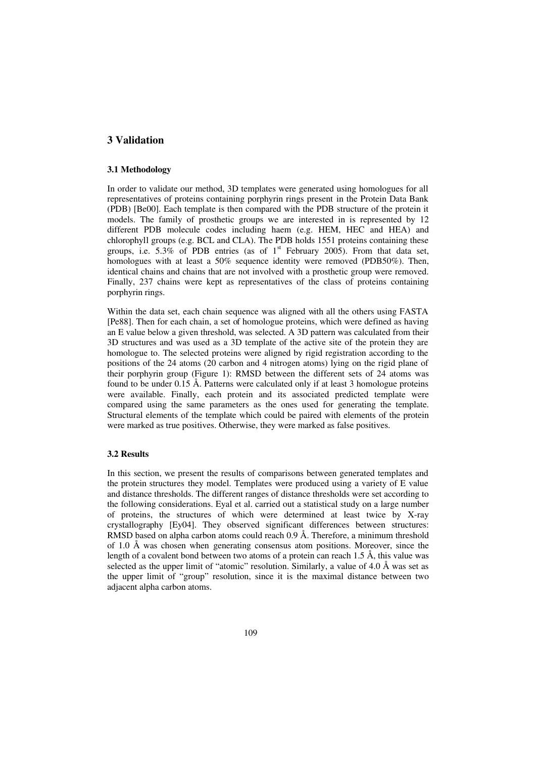# 3 Validation

### 3.1 Methodology

In order to validate our method, 3D templates were generated using homologues for all representatives of proteins containing porphyrin rings present in the Protein Data Bank (PDB) [Be00]. Each template is then compared with the PDB structure of the protein it models. The family of prosthetic groups we are interested in is represented by 12 different PDB molecule codes including haem (e.g. HEM, HEC and HEA) and chlorophyll groups (e.g. BCL and CLA). The PDB holds 1551 proteins containing these groups, i.e. 5.3% of PDB entries (as of 1st February 2005). From that data set, homologues with at least a 50% sequence identity were removed (PDB50%). Then, identical chains and chains that are not involved with a prosthetic group were removed. Finally, 237 chains were kept as representatives of the class of proteins containing porphyrin rings.

Within the data set, each chain sequence was aligned with all the others using FASTA [Pe88]. Then for each chain, a set of homologue proteins, which were defined as having an E value below a given threshold, was selected. A 3D pattern was calculated from their 3D structures and was used as a 3D template of the active site of the protein they are homologue to. The selected proteins were aligned by rigid registration according to the positions of the 24 atoms (20 carbon and 4 nitrogen atoms) lying on the rigid plane of their porphyrin group (Figure 1): RMSD between the different sets of 24 atoms was found to be under 0.15 Å. Patterns were calculated only if at least 3 homologue proteins were available. Finally, each protein and its associated predicted template were compared using the same parameters as the ones used for generating the template. Structural elements of the template which could be paired with elements of the protein were marked as true positives. Otherwise, they were marked as false positives.

### 3.2 Results

In this section, we present the results of comparisons between generated templates and the protein structures they model. Templates were produced using a variety of E value and distance thresholds. The different ranges of distance thresholds were set according to the following considerations. Eyal et al. carried out a statistical study on a large number of proteins, the structures of which were determined at least twice by X-ray crystallography [Ey04]. They observed significant differences between structures: RMSD based on alpha carbon atoms could reach 0.9 Å. Therefore, a minimum threshold of 1.0 Å was chosen when generating consensus atom positions. Moreover, since the length of a covalent bond between two atoms of a protein can reach 1.5 Å, this value was selected as the upper limit of "atomic" resolution. Similarly, a value of 4.0 Å was set as the upper limit of "group" resolution, since it is the maximal distance between two adjacent alpha carbon atoms.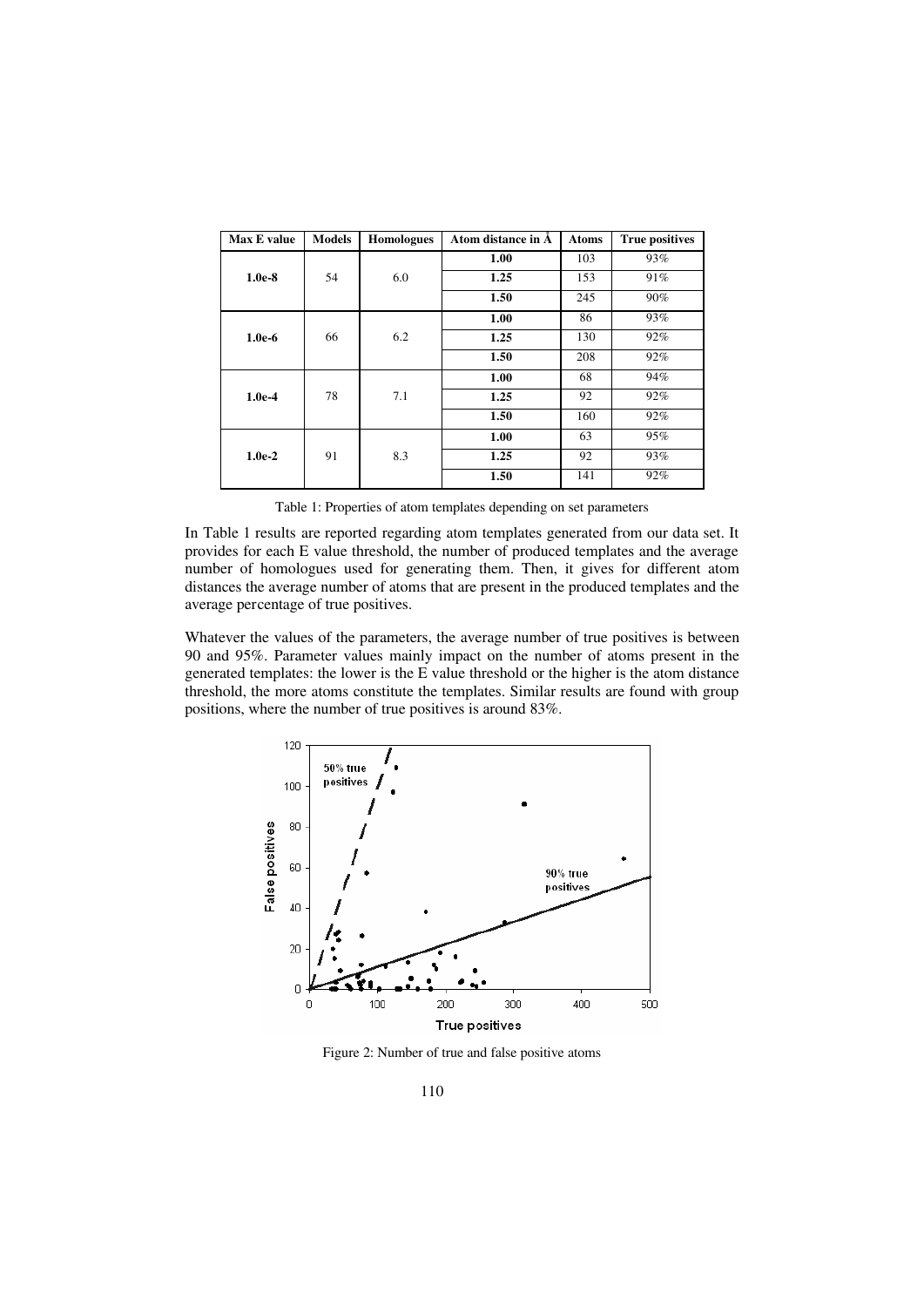| Max E value | Models | Homologues | Atom distance in Å | Atoms | True positives |
|---|---|---|---|---|---|
| **1.0e-8** | 54 | 6.0 | **1.00** | 103 | 93% |
| | | | **1.25** | 153 | 91% |
| | | | **1.50** | 245 | 90% |
| **1.0e-6** | 66 | 6.2 | **1.00** | 86 | 93% |
| | | | **1.25** | 130 | 92% |
| | | | **1.50** | 208 | 92% |
| **1.0e-4** | 78 | 7.1 | **1.00** | 68 | 94% |
| | | | **1.25** | 92 | 92% |
| | | | **1.50** | 160 | 92% |
| **1.0e-2** | 91 | 8.3 | **1.00** | 63 | 95% |
| | | | **1.25** | 92 | 93% |
| | | | **1.50** | 141 | 92% |

Table 1: Properties of atom templates depending on set parameters

In Table 1 results are reported regarding atom templates generated from our data set. It provides for each E value threshold, the number of produced templates and the average number of homologues used for generating them. Then, it gives for different atom distances the average number of atoms that are present in the produced templates and the average percentage of true positives.

Whatever the values of the parameters, the average number of true positives is between 90 and 95%. Parameter values mainly impact on the number of atoms present in the generated templates: the lower is the E value threshold or the higher is the atom distance threshold, the more atoms constitute the templates. Similar results are found with group positions, where the number of true positives is around 83%.

Figure 2: Number of true and false positive atoms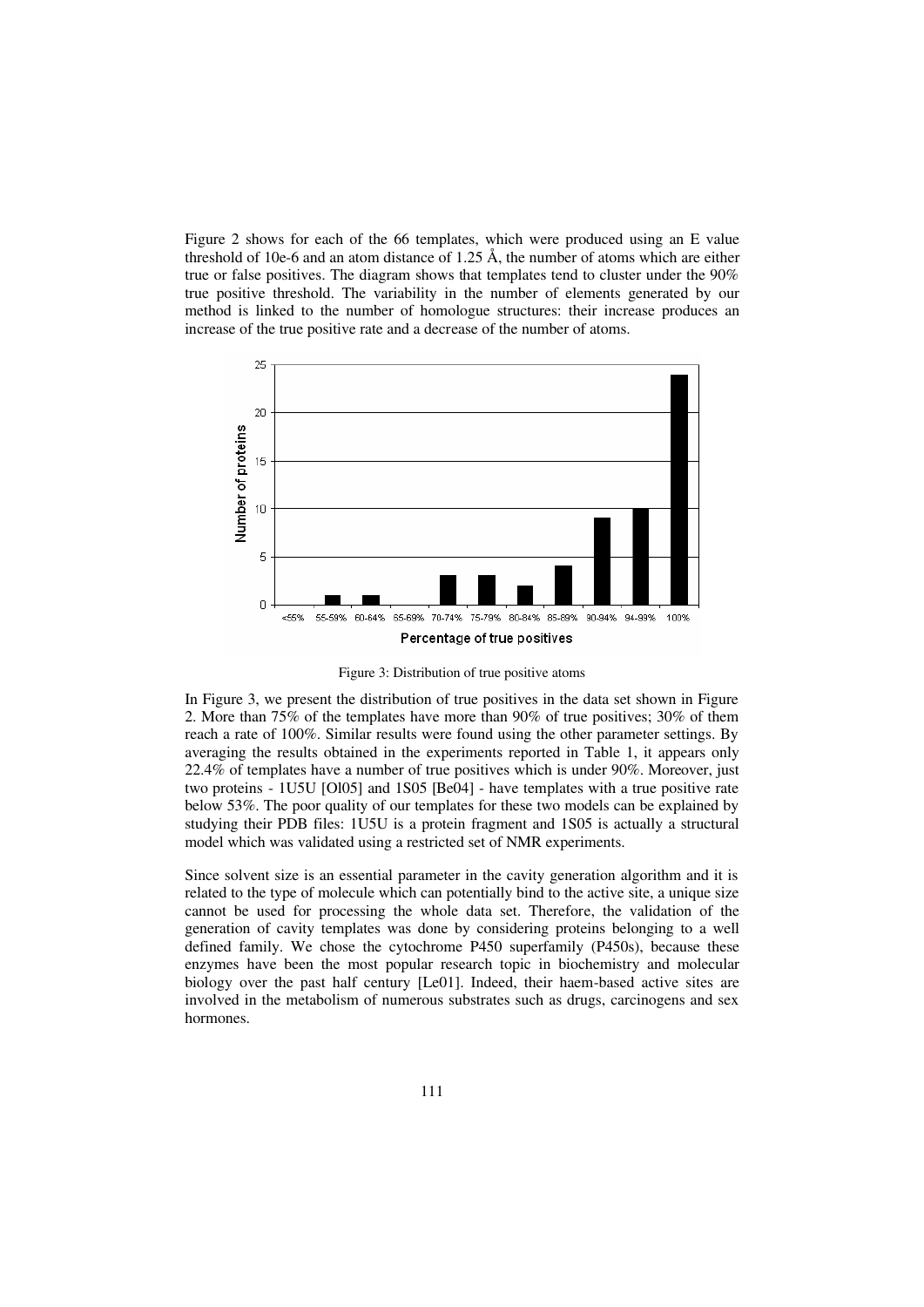Figure 2 shows for each of the 66 templates, which were produced using an E value threshold of 10e-6 and an atom distance of 1.25 Å, the number of atoms which are either true or false positives. The diagram shows that templates tend to cluster under the 90% true positive threshold. The variability in the number of elements generated by our method is linked to the number of homologue structures: their increase produces an increase of the true positive rate and a decrease of the number of atoms.

Figure 3: Distribution of true positive atoms

In Figure 3, we present the distribution of true positives in the data set shown in Figure 2. More than 75% of the templates have more than 90% of true positives; 30% of them reach a rate of 100%. Similar results were found using the other parameter settings. By averaging the results obtained in the experiments reported in Table 1, it appears only 22.4% of templates have a number of true positives which is under 90%. Moreover, just two proteins - 1U5U [Ol05] and 1S05 [Be04] - have templates with a true positive rate below 53%. The poor quality of our templates for these two models can be explained by studying their PDB files: 1U5U is a protein fragment and 1S05 is actually a structural model which was validated using a restricted set of NMR experiments.

Since solvent size is an essential parameter in the cavity generation algorithm and it is related to the type of molecule which can potentially bind to the active site, a unique size cannot be used for processing the whole data set. Therefore, the validation of the generation of cavity templates was done by considering proteins belonging to a well defined family. We chose the cytochrome P450 superfamily (P450s), because these enzymes have been the most popular research topic in biochemistry and molecular biology over the past half century [Le01]. Indeed, their haem-based active sites are involved in the metabolism of numerous substrates such as drugs, carcinogens and sex hormones.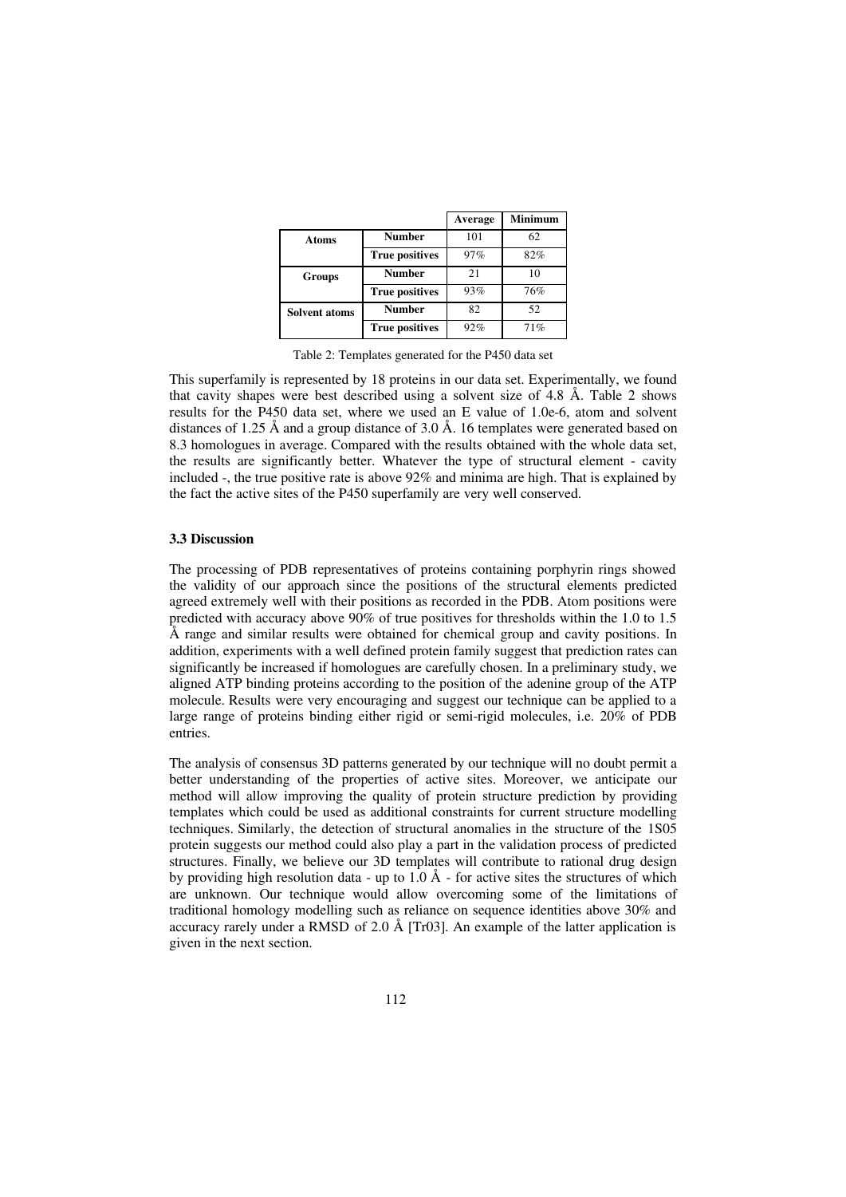| | | Average | Minimum |
|---|---|---|---|
| **Atoms** | **Number** | 101 | 62 |
| | **True positives** | 97% | 82% |
| **Groups** | **Number** | 21 | 10 |
| | **True positives** | 93% | 76% |
| **Solvent atoms** | **Number** | 82 | 52 |
| | **True positives** | 92% | 71% |

Table 2: Templates generated for the P450 data set

This superfamily is represented by 18 proteins in our data set. Experimentally, we found that cavity shapes were best described using a solvent size of 4.8 Å. Table 2 shows results for the P450 data set, where we used an E value of 1.0e-6, atom and solvent distances of 1.25 Å and a group distance of 3.0 Å. 16 templates were generated based on 8.3 homologues in average. Compared with the results obtained with the whole data set, the results are significantly better. Whatever the type of structural element - cavity included -, the true positive rate is above 92% and minima are high. That is explained by the fact the active sites of the P450 superfamily are very well conserved.

### 3.3 Discussion

The processing of PDB representatives of proteins containing porphyrin rings showed the validity of our approach since the positions of the structural elements predicted agreed extremely well with their positions as recorded in the PDB. Atom positions were predicted with accuracy above 90% of true positives for thresholds within the 1.0 to 1.5 Å range and similar results were obtained for chemical group and cavity positions. In addition, experiments with a well defined protein family suggest that prediction rates can significantly be increased if homologues are carefully chosen. In a preliminary study, we aligned ATP binding proteins according to the position of the adenine group of the ATP molecule. Results were very encouraging and suggest our technique can be applied to a large range of proteins binding either rigid or semi-rigid molecules, i.e. 20% of PDB entries.

The analysis of consensus 3D patterns generated by our technique will no doubt permit a better understanding of the properties of active sites. Moreover, we anticipate our method will allow improving the quality of protein structure prediction by providing templates which could be used as additional constraints for current structure modelling techniques. Similarly, the detection of structural anomalies in the structure of the 1S05 protein suggests our method could also play a part in the validation process of predicted structures. Finally, we believe our 3D templates will contribute to rational drug design by providing high resolution data - up to 1.0 Å - for active sites the structures of which are unknown. Our technique would allow overcoming some of the limitations of traditional homology modelling such as reliance on sequence identities above 30% and accuracy rarely under a RMSD of 2.0 Å [Tr03]. An example of the latter application is given in the next section.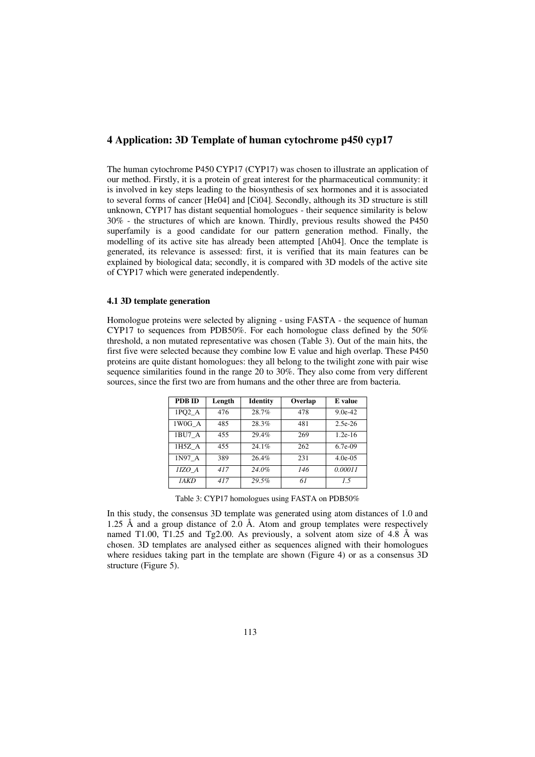## 4 Application: 3D Template of human cytochrome p450 cyp17

The human cytochrome P450 CYP17 (CYP17) was chosen to illustrate an application of our method. Firstly, it is a protein of great interest for the pharmaceutical community: it is involved in key steps leading to the biosynthesis of sex hormones and it is associated to several forms of cancer [He04] and [Ci04]. Secondly, although its 3D structure is still unknown, CYP17 has distant sequential homologues - their sequence similarity is below 30% - the structures of which are known. Thirdly, previous results showed the P450 superfamily is a good candidate for our pattern generation method. Finally, the modelling of its active site has already been attempted [Ah04]. Once the template is generated, its relevance is assessed: first, it is verified that its main features can be explained by biological data; secondly, it is compared with 3D models of the active site of CYP17 which were generated independently.

### 4.1 3D template generation

Homologue proteins were selected by aligning - using FASTA - the sequence of human CYP17 to sequences from PDB50%. For each homologue class defined by the 50% threshold, a non mutated representative was chosen (Table 3). Out of the main hits, the first five were selected because they combine low E value and high overlap. These P450 proteins are quite distant homologues: they all belong to the twilight zone with pair wise sequence similarities found in the range 20 to 30%. They also come from very different sources, since the first two are from humans and the other three are from bacteria.

| PDB ID | Length | Identity | Overlap | E value |
|---|---|---|---|---|
| 1PQ2_A | 476 | 28.7% | 478 | 9.0e-42 |
| 1W0G_A | 485 | 28.3% | 481 | 2.5e-26 |
| 1BU7_A | 455 | 29.4% | 269 | 1.2e-16 |
| 1H5Z_A | 455 | 24.1% | 262 | 6.7e-09 |
| 1N97_A | 389 | 26.4% | 231 | 4.0e-05 |
| *1IZO_A* | *417* | *24.0%* | *146* | *0.00011* |
| *1AKD* | *417* | *29.5%* | *61* | *1.5* |

Table 3: CYP17 homologues using FASTA on PDB50%

In this study, the consensus 3D template was generated using atom distances of 1.0 and 1.25 Å and a group distance of 2.0 Å. Atom and group templates were respectively named T1.00, T1.25 and Tg2.00. As previously, a solvent atom size of 4.8 Å was chosen. 3D templates are analysed either as sequences aligned with their homologues where residues taking part in the template are shown (Figure 4) or as a consensus 3D structure (Figure 5).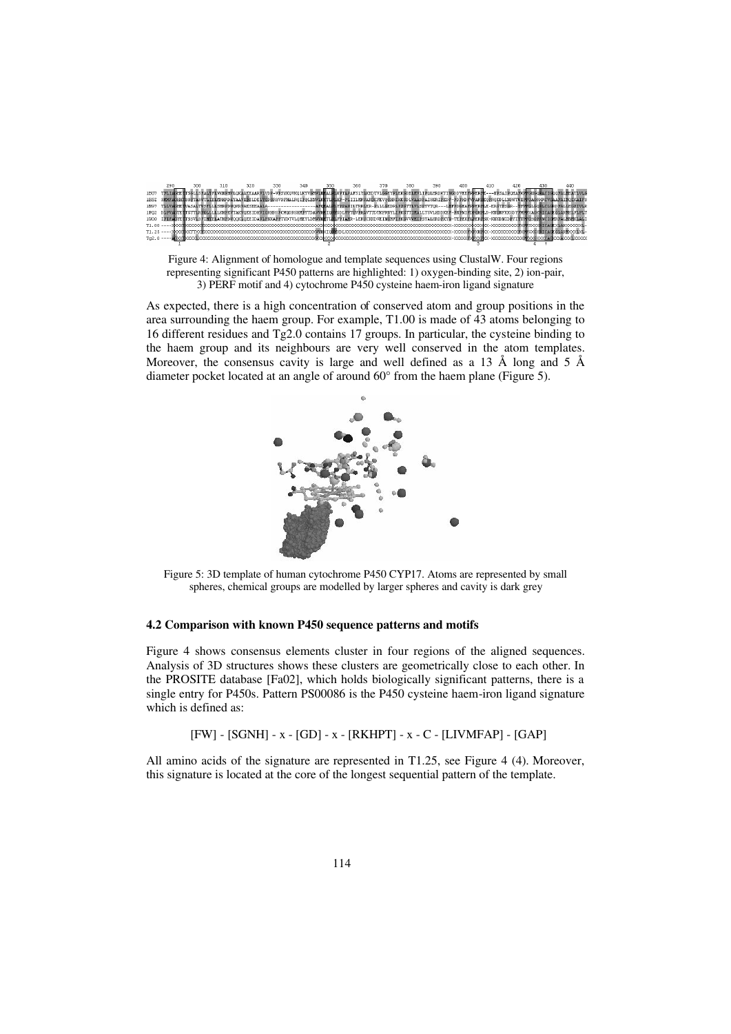Figure 4: Alignment of homologue and template sequences using ClustalW. Four regions representing significant P450 patterns are highlighted: 1) oxygen-binding site, 2) ion-pair, 3) PERF motif and 4) cytochrome P450 cysteine haem-iron ligand signature

As expected, there is a high concentration of conserved atom and group positions in the area surrounding the haem group. For example, T1.00 is made of 43 atoms belonging to 16 different residues and Tg2.0 contains 17 groups. In particular, the cysteine binding to the haem group and its neighbours are very well conserved in the atom templates. Moreover, the consensus cavity is large and well defined as a 13 Å long and 5 Å diameter pocket located at an angle of around 60° from the haem plane (Figure 5).

Figure 5: 3D template of human cytochrome P450 CYP17. Atoms are represented by small spheres, chemical groups are modelled by larger spheres and cavity is dark grey

### 4.2 Comparison with known P450 sequence patterns and motifs

Figure 4 shows consensus elements cluster in four regions of the aligned sequences. Analysis of 3D structures shows these clusters are geometrically close to each other. In the PROSITE database [Fa02], which holds biologically significant patterns, there is a single entry for P450s. Pattern PS00086 is the P450 cysteine haem-iron ligand signature which is defined as:

[FW] - [SGNH] - x - [GD] - x - [RKHPT] - x - C - [LIVMFAP] - [GAP]

All amino acids of the signature are represented in T1.25, see Figure 4 (4). Moreover, this signature is located at the core of the longest sequential pattern of the template.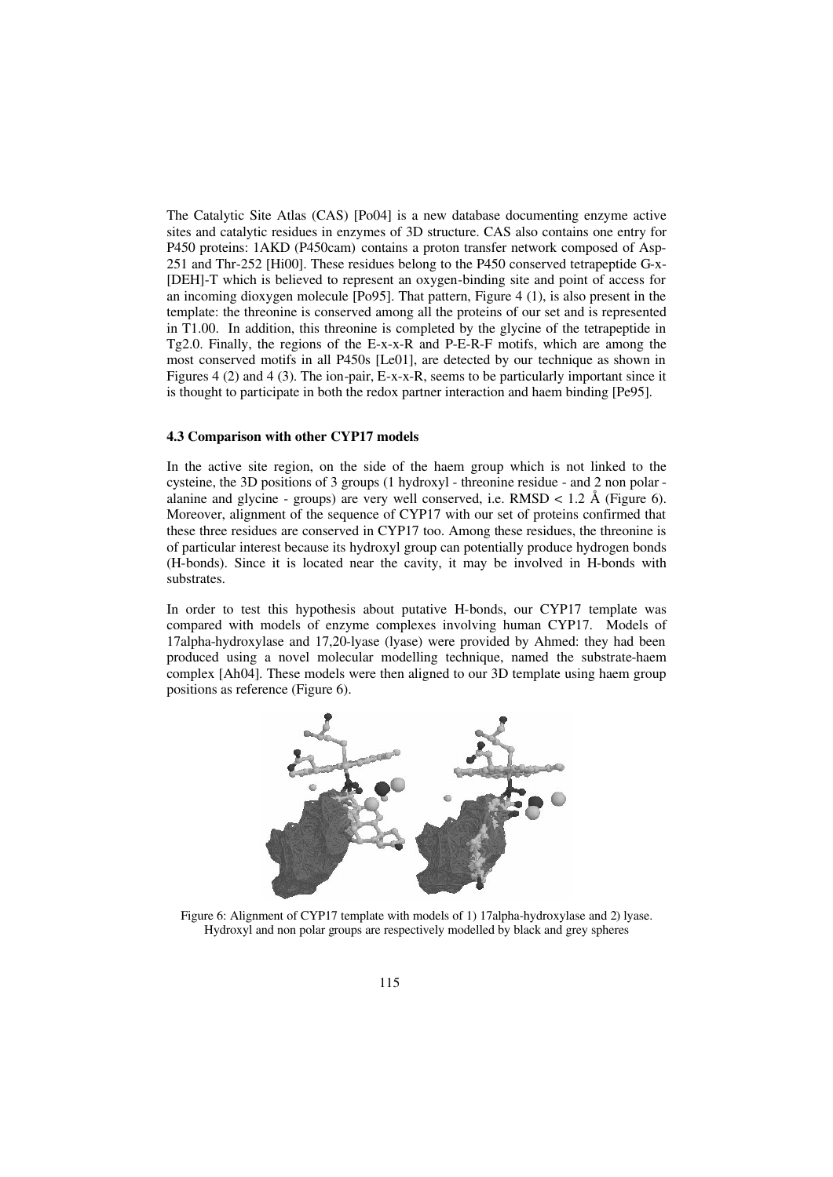The Catalytic Site Atlas (CAS) [Po04] is a new database documenting enzyme active sites and catalytic residues in enzymes of 3D structure. CAS also contains one entry for P450 proteins: 1AKD (P450cam) contains a proton transfer network composed of Asp-251 and Thr-252 [Hi00]. These residues belong to the P450 conserved tetrapeptide G-x-[DEH]-T which is believed to represent an oxygen-binding site and point of access for an incoming dioxygen molecule [Po95]. That pattern, Figure 4 (1), is also present in the template: the threonine is conserved among all the proteins of our set and is represented in T1.00. In addition, this threonine is completed by the glycine of the tetrapeptide in Tg2.0. Finally, the regions of the E-x-x-R and P-E-R-F motifs, which are among the most conserved motifs in all P450s [Le01], are detected by our technique as shown in Figures 4 (2) and 4 (3). The ion-pair, E-x-x-R, seems to be particularly important since it is thought to participate in both the redox partner interaction and haem binding [Pe95].

### 4.3 Comparison with other CYP17 models

In the active site region, on the side of the haem group which is not linked to the cysteine, the 3D positions of 3 groups (1 hydroxyl - threonine residue - and 2 non polar - alanine and glycine - groups) are very well conserved, i.e. RMSD < 1.2 Å (Figure 6). Moreover, alignment of the sequence of CYP17 with our set of proteins confirmed that these three residues are conserved in CYP17 too. Among these residues, the threonine is of particular interest because its hydroxyl group can potentially produce hydrogen bonds (H-bonds). Since it is located near the cavity, it may be involved in H-bonds with substrates.

In order to test this hypothesis about putative H-bonds, our CYP17 template was compared with models of enzyme complexes involving human CYP17. Models of 17alpha-hydroxylase and 17,20-lyase (lyase) were provided by Ahmed: they had been produced using a novel molecular modelling technique, named the substrate-haem complex [Ah04]. These models were then aligned to our 3D template using haem group positions as reference (Figure 6).

Figure 6: Alignment of CYP17 template with models of 1) 17alpha-hydroxylase and 2) lyase. Hydroxyl and non polar groups are respectively modelled by black and grey spheres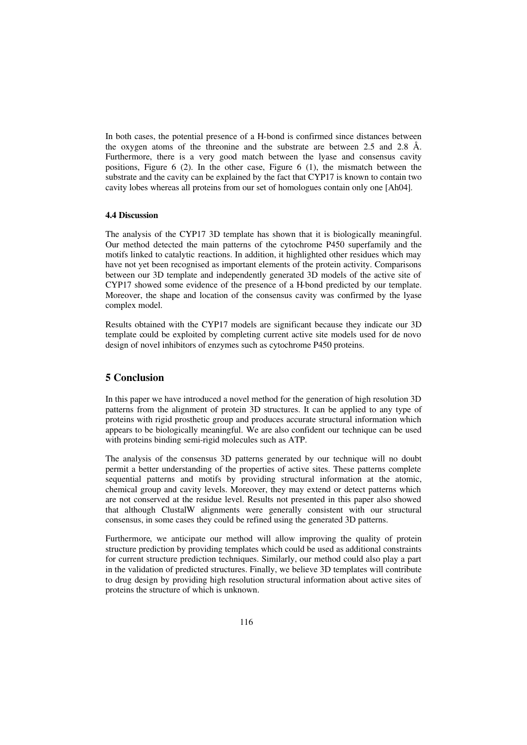In both cases, the potential presence of a H-bond is confirmed since distances between the oxygen atoms of the threonine and the substrate are between 2.5 and 2.8 Å. Furthermore, there is a very good match between the lyase and consensus cavity positions, Figure 6 (2). In the other case, Figure 6 (1), the mismatch between the substrate and the cavity can be explained by the fact that CYP17 is known to contain two cavity lobes whereas all proteins from our set of homologues contain only one [Ah04].

#### 4.4 Discussion

The analysis of the CYP17 3D template has shown that it is biologically meaningful. Our method detected the main patterns of the cytochrome P450 superfamily and the motifs linked to catalytic reactions. In addition, it highlighted other residues which may have not yet been recognised as important elements of the protein activity. Comparisons between our 3D template and independently generated 3D models of the active site of CYP17 showed some evidence of the presence of a H-bond predicted by our template. Moreover, the shape and location of the consensus cavity was confirmed by the lyase complex model.

Results obtained with the CYP17 models are significant because they indicate our 3D template could be exploited by completing current active site models used for de novo design of novel inhibitors of enzymes such as cytochrome P450 proteins.

## 5 Conclusion

In this paper we have introduced a novel method for the generation of high resolution 3D patterns from the alignment of protein 3D structures. It can be applied to any type of proteins with rigid prosthetic group and produces accurate structural information which appears to be biologically meaningful. We are also confident our technique can be used with proteins binding semi-rigid molecules such as ATP.

The analysis of the consensus 3D patterns generated by our technique will no doubt permit a better understanding of the properties of active sites. These patterns complete sequential patterns and motifs by providing structural information at the atomic, chemical group and cavity levels. Moreover, they may extend or detect patterns which are not conserved at the residue level. Results not presented in this paper also showed that although ClustalW alignments were generally consistent with our structural consensus, in some cases they could be refined using the generated 3D patterns.

Furthermore, we anticipate our method will allow improving the quality of protein structure prediction by providing templates which could be used as additional constraints for current structure prediction techniques. Similarly, our method could also play a part in the validation of predicted structures. Finally, we believe 3D templates will contribute to drug design by providing high resolution structural information about active sites of proteins the structure of which is unknown.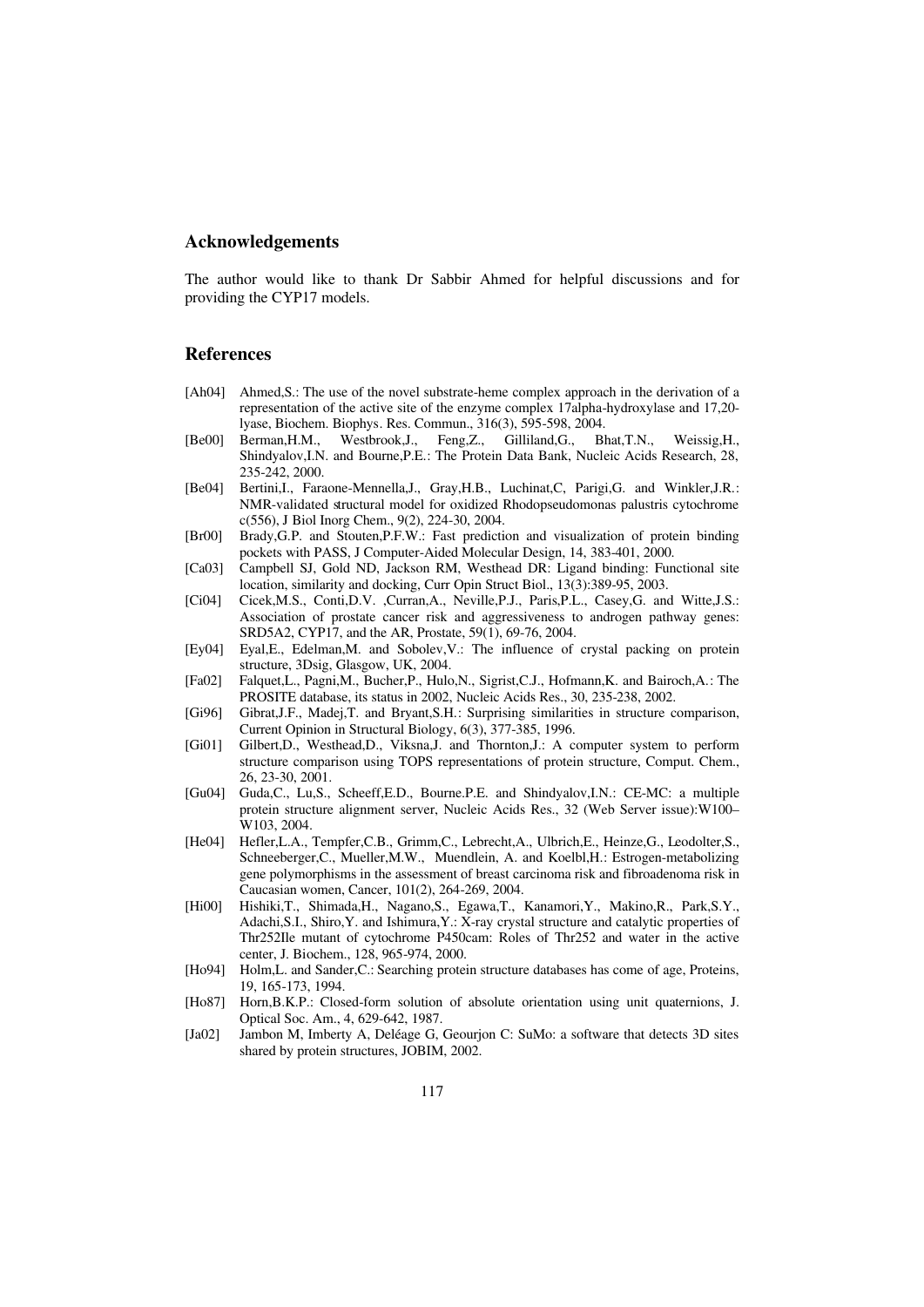## Acknowledgements

The author would like to thank Dr Sabbir Ahmed for helpful discussions and for providing the CYP17 models.

## References

- [Ah04] Ahmed,S.: The use of the novel substrate-heme complex approach in the derivation of a representation of the active site of the enzyme complex 17alpha-hydroxylase and 17,20-lyase, Biochem. Biophys. Res. Commun., 316(3), 595-598, 2004.
- [Be00] Berman,H.M., Westbrook,J., Feng,Z., Gilliland,G., Bhat,T.N., Weissig,H., Shindyalov,I.N. and Bourne,P.E.: The Protein Data Bank, Nucleic Acids Research, 28, 235-242, 2000.
- [Be04] Bertini,I., Faraone-Mennella,J., Gray,H.B., Luchinat,C, Parigi,G. and Winkler,J.R.: NMR-validated structural model for oxidized Rhodopseudomonas palustris cytochrome c(556), J Biol Inorg Chem., 9(2), 224-30, 2004.
- [Br00] Brady,G.P. and Stouten,P.F.W.: Fast prediction and visualization of protein binding pockets with PASS, J Computer-Aided Molecular Design, 14, 383-401, 2000.
- [Ca03] Campbell SJ, Gold ND, Jackson RM, Westhead DR: Ligand binding: Functional site location, similarity and docking, Curr Opin Struct Biol., 13(3):389-95, 2003.
- [Ci04] Cicek,M.S., Conti,D.V. ,Curran,A., Neville,P.J., Paris,P.L., Casey,G. and Witte,J.S.: Association of prostate cancer risk and aggressiveness to androgen pathway genes: SRD5A2, CYP17, and the AR, Prostate, 59(1), 69-76, 2004.
- [Ey04] Eyal,E., Edelman,M. and Sobolev,V.: The influence of crystal packing on protein structure, 3Dsig, Glasgow, UK, 2004.
- [Fa02] Falquet,L., Pagni,M., Bucher,P., Hulo,N., Sigrist,C.J., Hofmann,K. and Bairoch,A.: The PROSITE database, its status in 2002, Nucleic Acids Res., 30, 235-238, 2002.
- [Gi96] Gibrat,J.F., Madej,T. and Bryant,S.H.: Surprising similarities in structure comparison, Current Opinion in Structural Biology, 6(3), 377-385, 1996.
- [Gi01] Gilbert,D., Westhead,D., Viksna,J. and Thornton,J.: A computer system to perform structure comparison using TOPS representations of protein structure, Comput. Chem., 26, 23-30, 2001.
- [Gu04] Guda,C., Lu,S., Scheeff,E.D., Bourne.P.E. and Shindyalov,I.N.: CE-MC: a multiple protein structure alignment server, Nucleic Acids Res., 32 (Web Server issue):W100–W103, 2004.
- [He04] Hefler,L.A., Tempfer,C.B., Grimm,C., Lebrecht,A., Ulbrich,E., Heinze,G., Leodolter,S., Schneeberger,C., Mueller,M.W., Muendlein, A. and Koelbl,H.: Estrogen-metabolizing gene polymorphisms in the assessment of breast carcinoma risk and fibroadenoma risk in Caucasian women, Cancer, 101(2), 264-269, 2004.
- [Hi00] Hishiki,T., Shimada,H., Nagano,S., Egawa,T., Kanamori,Y., Makino,R., Park,S.Y., Adachi,S.I., Shiro,Y. and Ishimura,Y.: X-ray crystal structure and catalytic properties of Thr252Ile mutant of cytochrome P450cam: Roles of Thr252 and water in the active center, J. Biochem., 128, 965-974, 2000.
- [Ho94] Holm,L. and Sander,C.: Searching protein structure databases has come of age, Proteins, 19, 165-173, 1994.
- [Ho87] Horn,B.K.P.: Closed-form solution of absolute orientation using unit quaternions, J. Optical Soc. Am., 4, 629-642, 1987.
- [Ja02] Jambon M, Imberty A, Deléage G, Geourjon C: SuMo: a software that detects 3D sites shared by protein structures, JOBIM, 2002.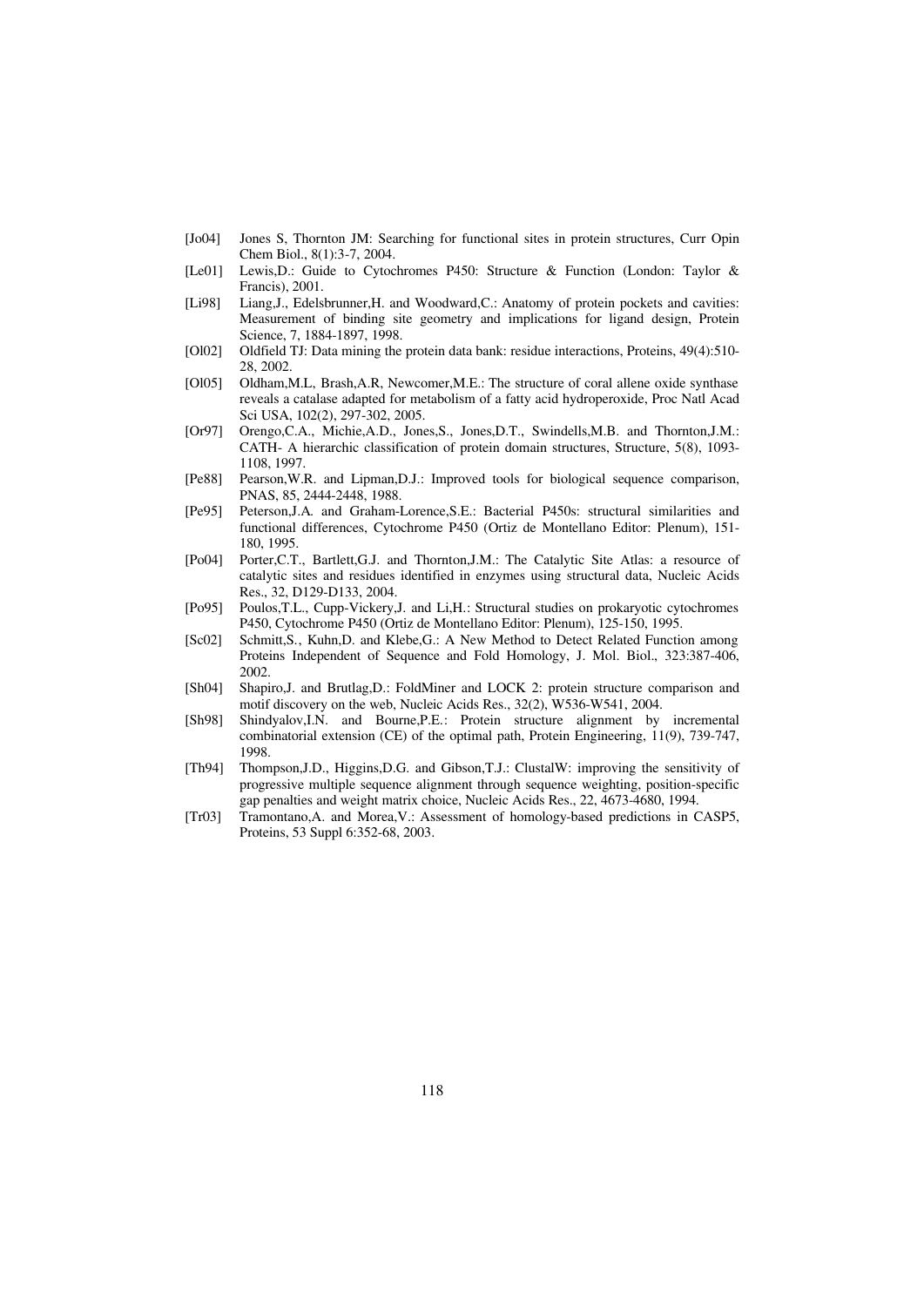[Jo04] Jones S, Thornton JM: Searching for functional sites in protein structures, Curr Opin Chem Biol., 8(1):3-7, 2004.

[Le01] Lewis,D.: Guide to Cytochromes P450: Structure & Function (London: Taylor & Francis), 2001.

[Li98] Liang,J., Edelsbrunner,H. and Woodward,C.: Anatomy of protein pockets and cavities: Measurement of binding site geometry and implications for ligand design, Protein Science, 7, 1884-1897, 1998.

[Ol02] Oldfield TJ: Data mining the protein data bank: residue interactions, Proteins, 49(4):510-28, 2002.

[Ol05] Oldham,M.L, Brash,A.R, Newcomer,M.E.: The structure of coral allene oxide synthase reveals a catalase adapted for metabolism of a fatty acid hydroperoxide, Proc Natl Acad Sci USA, 102(2), 297-302, 2005.

[Or97] Orengo,C.A., Michie,A.D., Jones,S., Jones,D.T., Swindells,M.B. and Thornton,J.M.: CATH- A hierarchic classification of protein domain structures, Structure, 5(8), 1093-1108, 1997.

[Pe88] Pearson,W.R. and Lipman,D.J.: Improved tools for biological sequence comparison, PNAS, 85, 2444-2448, 1988.

[Pe95] Peterson,J.A. and Graham-Lorence,S.E.: Bacterial P450s: structural similarities and functional differences, Cytochrome P450 (Ortiz de Montellano Editor: Plenum), 151-180, 1995.

[Po04] Porter,C.T., Bartlett,G.J. and Thornton,J.M.: The Catalytic Site Atlas: a resource of catalytic sites and residues identified in enzymes using structural data, Nucleic Acids Res., 32, D129-D133, 2004.

[Po95] Poulos,T.L., Cupp-Vickery,J. and Li,H.: Structural studies on prokaryotic cytochromes P450, Cytochrome P450 (Ortiz de Montellano Editor: Plenum), 125-150, 1995.

[Sc02] Schmitt,S., Kuhn,D. and Klebe,G.: A New Method to Detect Related Function among Proteins Independent of Sequence and Fold Homology, J. Mol. Biol., 323:387-406, 2002.

[Sh04] Shapiro,J. and Brutlag,D.: FoldMiner and LOCK 2: protein structure comparison and motif discovery on the web, Nucleic Acids Res., 32(2), W536-W541, 2004.

[Sh98] Shindyalov,I.N. and Bourne,P.E.: Protein structure alignment by incremental combinatorial extension (CE) of the optimal path, Protein Engineering, 11(9), 739-747, 1998.

[Th94] Thompson,J.D., Higgins,D.G. and Gibson,T.J.: ClustalW: improving the sensitivity of progressive multiple sequence alignment through sequence weighting, position-specific gap penalties and weight matrix choice, Nucleic Acids Res., 22, 4673-4680, 1994.

[Tr03] Tramontano,A. and Morea,V.: Assessment of homology-based predictions in CASP5, Proteins, 53 Suppl 6:352-68, 2003.